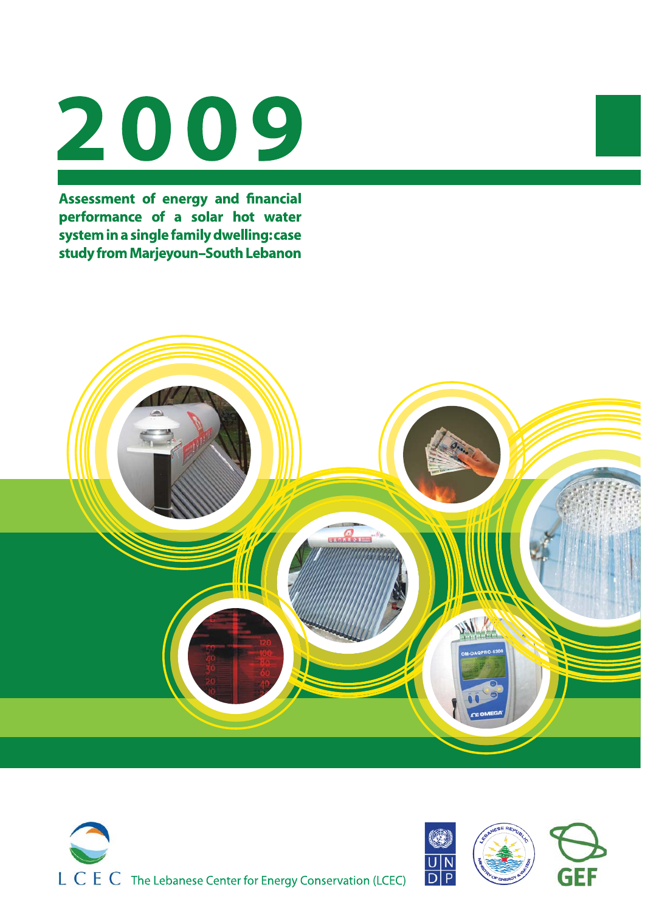# 2009

## Assessment of energy and financial performance of a solar hot water system in a single family dwelling: case study from Marjeyoun–South Lebanon

LCEC The Lebanese Center for Energy Conservation (LCEC)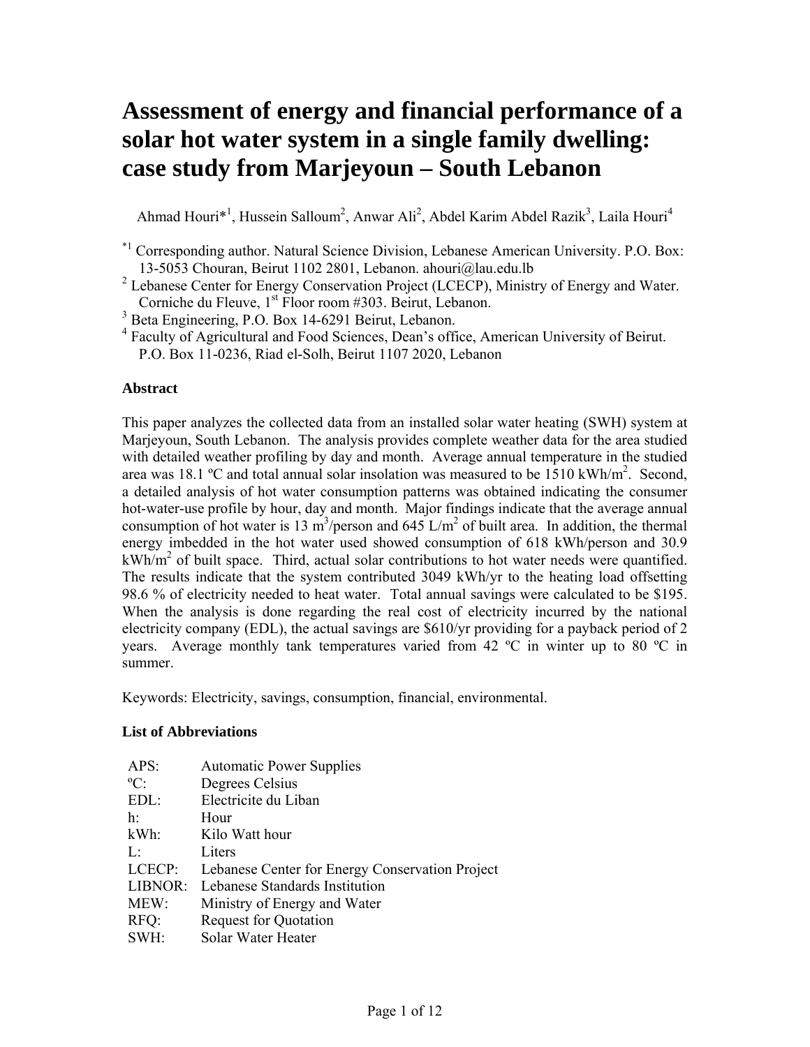# Assessment of energy and financial performance of a solar hot water system in a single family dwelling: case study from Marjeyoun – South Lebanon

Ahmad Houri*[1], Hussein Salloum[2], Anwar Ali[2], Abdel Karim Abdel Razik[3], Laila Houri[4]

[*1] Corresponding author. Natural Science Division, Lebanese American University. P.O. Box: 13-5053 Chouran, Beirut 1102 2801, Lebanon. ahouri@lau.edu.lb

[2] Lebanese Center for Energy Conservation Project (LCECP), Ministry of Energy and Water. Corniche du Fleuve, 1st Floor room #303. Beirut, Lebanon.

[3] Beta Engineering, P.O. Box 14-6291 Beirut, Lebanon.

[4] Faculty of Agricultural and Food Sciences, Dean's office, American University of Beirut. P.O. Box 11-0236, Riad el-Solh, Beirut 1107 2020, Lebanon

### Abstract

This paper analyzes the collected data from an installed solar water heating (SWH) system at Marjeyoun, South Lebanon. The analysis provides complete weather data for the area studied with detailed weather profiling by day and month. Average annual temperature in the studied area was 18.1 ºC and total annual solar insolation was measured to be 1510 kWh/m$^2$. Second, a detailed analysis of hot water consumption patterns was obtained indicating the consumer hot-water-use profile by hour, day and month. Major findings indicate that the average annual consumption of hot water is 13 m$^3$/person and 645 L/m$^2$ of built area. In addition, the thermal energy imbedded in the hot water used showed consumption of 618 kWh/person and 30.9 kWh/m$^2$ of built space. Third, actual solar contributions to hot water needs were quantified. The results indicate that the system contributed 3049 kWh/yr to the heating load offsetting 98.6 % of electricity needed to heat water. Total annual savings were calculated to be \$195. When the analysis is done regarding the real cost of electricity incurred by the national electricity company (EDL), the actual savings are \$610/yr providing for a payback period of 2 years. Average monthly tank temperatures varied from 42 ºC in winter up to 80 ºC in summer.

Keywords: Electricity, savings, consumption, financial, environmental.

### List of Abbreviations

| | |
|---|---|
| APS: | Automatic Power Supplies |
| ºC: | Degrees Celsius |
| EDL: | Electricite du Liban |
| h: | Hour |
| kWh: | Kilo Watt hour |
| L: | Liters |
| LCECP: | Lebanese Center for Energy Conservation Project |
| LIBNOR: | Lebanese Standards Institution |
| MEW: | Ministry of Energy and Water |
| RFQ: | Request for Quotation |
| SWH: | Solar Water Heater |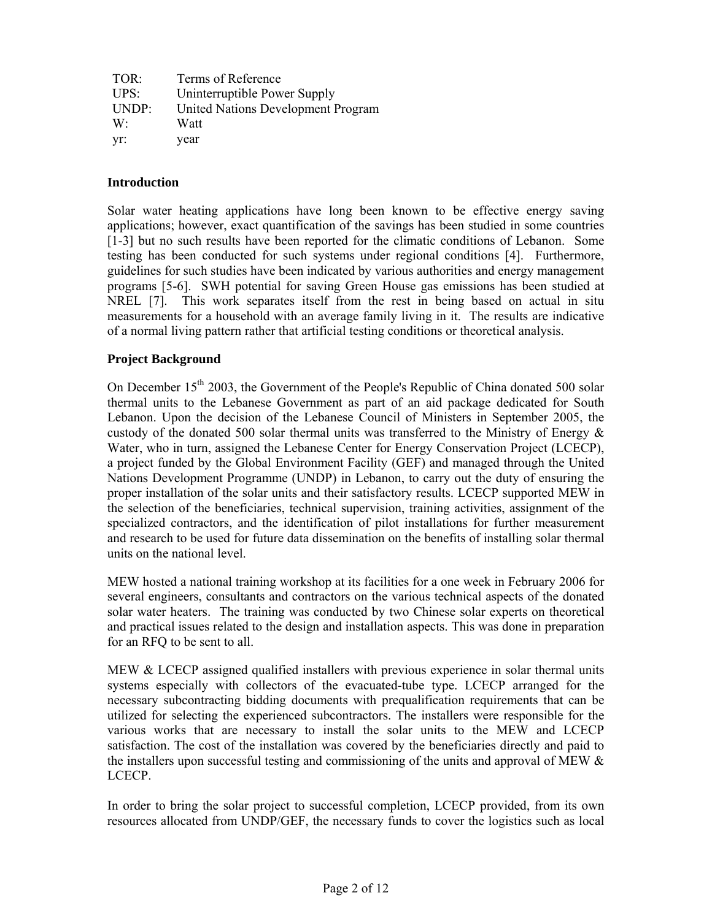| | |
|---|---|
| TOR: | Terms of Reference |
| UPS: | Uninterruptible Power Supply |
| UNDP: | United Nations Development Program |
| W: | Watt |
| yr: | year |

## Introduction

Solar water heating applications have long been known to be effective energy saving applications; however, exact quantification of the savings has been studied in some countries [1-3] but no such results have been reported for the climatic conditions of Lebanon. Some testing has been conducted for such systems under regional conditions [4]. Furthermore, guidelines for such studies have been indicated by various authorities and energy management programs [5-6]. SWH potential for saving Green House gas emissions has been studied at NREL [7]. This work separates itself from the rest in being based on actual in situ measurements for a household with an average family living in it. The results are indicative of a normal living pattern rather that artificial testing conditions or theoretical analysis.

## Project Background

On December 15th 2003, the Government of the People's Republic of China donated 500 solar thermal units to the Lebanese Government as part of an aid package dedicated for South Lebanon. Upon the decision of the Lebanese Council of Ministers in September 2005, the custody of the donated 500 solar thermal units was transferred to the Ministry of Energy & Water, who in turn, assigned the Lebanese Center for Energy Conservation Project (LCECP), a project funded by the Global Environment Facility (GEF) and managed through the United Nations Development Programme (UNDP) in Lebanon, to carry out the duty of ensuring the proper installation of the solar units and their satisfactory results. LCECP supported MEW in the selection of the beneficiaries, technical supervision, training activities, assignment of the specialized contractors, and the identification of pilot installations for further measurement and research to be used for future data dissemination on the benefits of installing solar thermal units on the national level.

MEW hosted a national training workshop at its facilities for a one week in February 2006 for several engineers, consultants and contractors on the various technical aspects of the donated solar water heaters. The training was conducted by two Chinese solar experts on theoretical and practical issues related to the design and installation aspects. This was done in preparation for an RFQ to be sent to all.

MEW & LCECP assigned qualified installers with previous experience in solar thermal units systems especially with collectors of the evacuated-tube type. LCECP arranged for the necessary subcontracting bidding documents with prequalification requirements that can be utilized for selecting the experienced subcontractors. The installers were responsible for the various works that are necessary to install the solar units to the MEW and LCECP satisfaction. The cost of the installation was covered by the beneficiaries directly and paid to the installers upon successful testing and commissioning of the units and approval of MEW & LCECP.

In order to bring the solar project to successful completion, LCECP provided, from its own resources allocated from UNDP/GEF, the necessary funds to cover the logistics such as local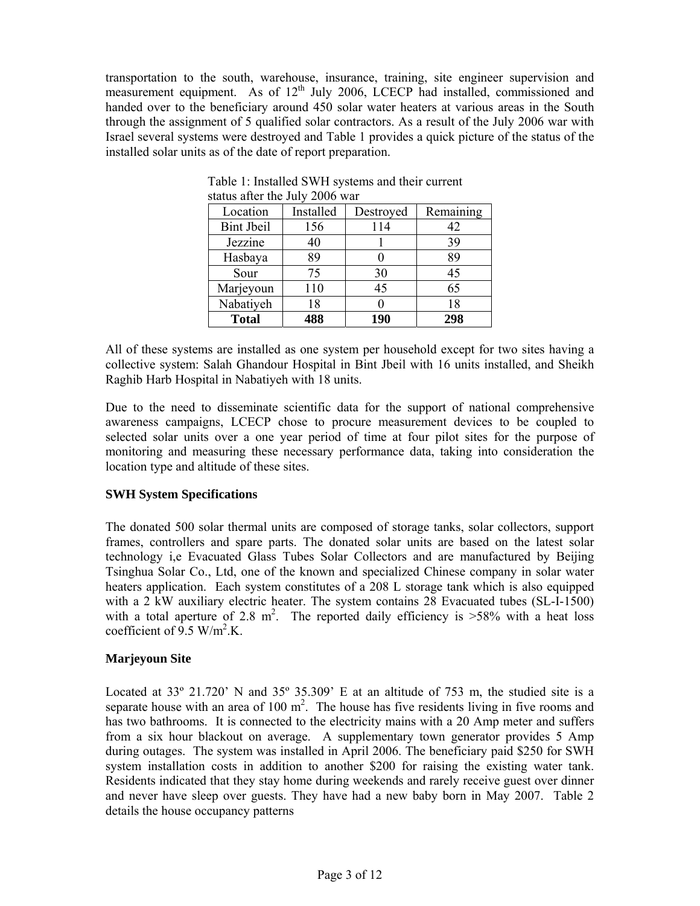transportation to the south, warehouse, insurance, training, site engineer supervision and measurement equipment. As of 12th July 2006, LCECP had installed, commissioned and handed over to the beneficiary around 450 solar water heaters at various areas in the South through the assignment of 5 qualified solar contractors. As a result of the July 2006 war with Israel several systems were destroyed and Table 1 provides a quick picture of the status of the installed solar units as of the date of report preparation.

Table 1: Installed SWH systems and their current status after the July 2006 war

| Location | Installed | Destroyed | Remaining |
|---|---|---|---|
| Bint Jbeil | 156 | 114 | 42 |
| Jezzine | 40 | 1 | 39 |
| Hasbaya | 89 | 0 | 89 |
| Sour | 75 | 30 | 45 |
| Marjeyoun | 110 | 45 | 65 |
| Nabatiyeh | 18 | 0 | 18 |
| **Total** | **488** | **190** | **298** |

All of these systems are installed as one system per household except for two sites having a collective system: Salah Ghandour Hospital in Bint Jbeil with 16 units installed, and Sheikh Raghib Harb Hospital in Nabatiyeh with 18 units.

Due to the need to disseminate scientific data for the support of national comprehensive awareness campaigns, LCECP chose to procure measurement devices to be coupled to selected solar units over a one year period of time at four pilot sites for the purpose of monitoring and measuring these necessary performance data, taking into consideration the location type and altitude of these sites.

**SWH System Specifications**

The donated 500 solar thermal units are composed of storage tanks, solar collectors, support frames, controllers and spare parts. The donated solar units are based on the latest solar technology i,e Evacuated Glass Tubes Solar Collectors and are manufactured by Beijing Tsinghua Solar Co., Ltd, one of the known and specialized Chinese company in solar water heaters application. Each system constitutes of a 208 L storage tank which is also equipped with a 2 kW auxiliary electric heater. The system contains 28 Evacuated tubes (SL-I-1500) with a total aperture of 2.8 $m^2$. The reported daily efficiency is >58% with a heat loss coefficient of 9.5 $W/m^2.K$.

**Marjeyoun Site**

Located at 33º 21.720' N and 35º 35.309' E at an altitude of 753 m, the studied site is a separate house with an area of 100 $m^2$. The house has five residents living in five rooms and has two bathrooms. It is connected to the electricity mains with a 20 Amp meter and suffers from a six hour blackout on average. A supplementary town generator provides 5 Amp during outages. The system was installed in April 2006. The beneficiary paid $250 for SWH system installation costs in addition to another $200 for raising the existing water tank. Residents indicated that they stay home during weekends and rarely receive guest over dinner and never have sleep over guests. They have had a new baby born in May 2007. Table 2 details the house occupancy patterns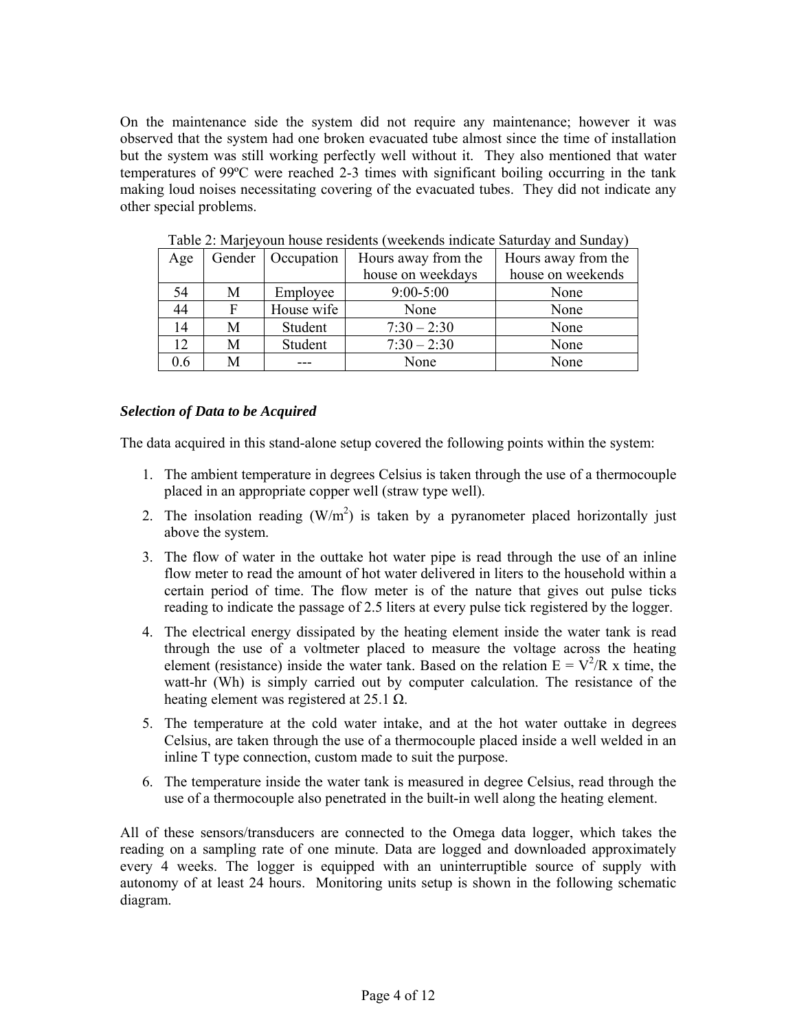On the maintenance side the system did not require any maintenance; however it was observed that the system had one broken evacuated tube almost since the time of installation but the system was still working perfectly well without it. They also mentioned that water temperatures of 99ºC were reached 2-3 times with significant boiling occurring in the tank making loud noises necessitating covering of the evacuated tubes. They did not indicate any other special problems.

Table 2: Marjeyoun house residents (weekends indicate Saturday and Sunday)

| Age | Gender | Occupation | Hours away from the house on weekdays | Hours away from the house on weekends |
|---|---|---|---|---|
| 54 | M | Employee | 9:00-5:00 | None |
| 44 | F | House wife | None | None |
| 14 | M | Student | 7:30 – 2:30 | None |
| 12 | M | Student | 7:30 – 2:30 | None |
| 0.6 | M | --- | None | None |

### *Selection of Data to be Acquired*

The data acquired in this stand-alone setup covered the following points within the system:

1. The ambient temperature in degrees Celsius is taken through the use of a thermocouple placed in an appropriate copper well (straw type well).
2. The insolation reading ($W/m^2$) is taken by a pyranometer placed horizontally just above the system.
3. The flow of water in the outtake hot water pipe is read through the use of an inline flow meter to read the amount of hot water delivered in liters to the household within a certain period of time. The flow meter is of the nature that gives out pulse ticks reading to indicate the passage of 2.5 liters at every pulse tick registered by the logger.
4. The electrical energy dissipated by the heating element inside the water tank is read through the use of a voltmeter placed to measure the voltage across the heating element (resistance) inside the water tank. Based on the relation $E = V^2/R \times \text{time}$, the watt-hr (Wh) is simply carried out by computer calculation. The resistance of the heating element was registered at 25.1 Ω.
5. The temperature at the cold water intake, and at the hot water outtake in degrees Celsius, are taken through the use of a thermocouple placed inside a well welded in an inline T type connection, custom made to suit the purpose.
6. The temperature inside the water tank is measured in degree Celsius, read through the use of a thermocouple also penetrated in the built-in well along the heating element.

All of these sensors/transducers are connected to the Omega data logger, which takes the reading on a sampling rate of one minute. Data are logged and downloaded approximately every 4 weeks. The logger is equipped with an uninterruptible source of supply with autonomy of at least 24 hours. Monitoring units setup is shown in the following schematic diagram.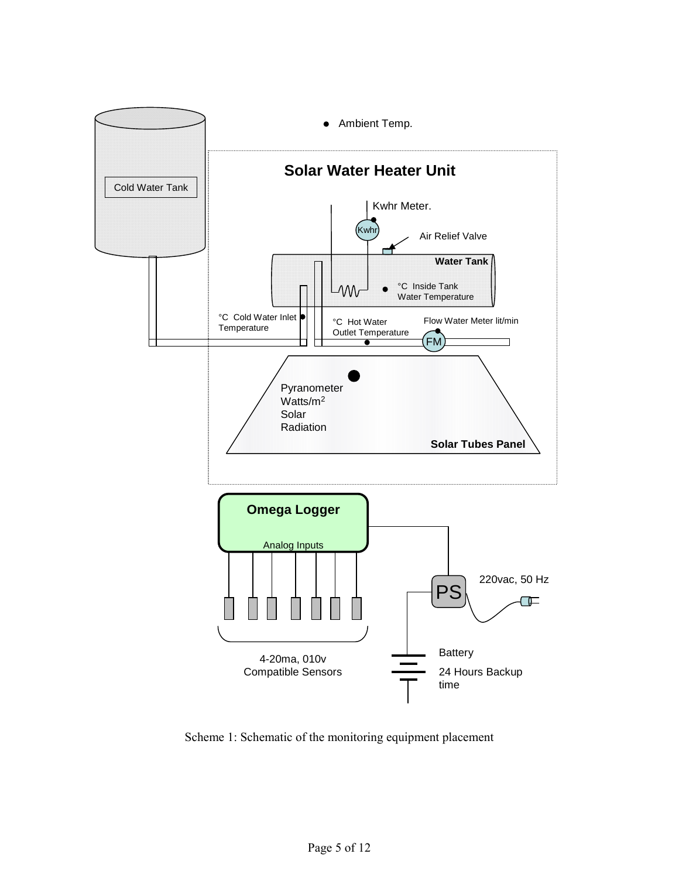Ambient Temp.

Cold Water Tank

**Solar Water Heater Unit**

Kwhr Meter.

Kwhr

Air Relief Valve

**Water Tank**

°C Inside Tank Water Temperature

°C Cold Water Inlet Temperature

°C Hot Water Outlet Temperature

Flow Water Meter lit/min

FM

Pyranometer Watts/m$^2$ Solar Radiation

**Solar Tubes Panel**

**Omega Logger**

Analog Inputs

4-20ma, 010v Compatible Sensors

PS

220vac, 50 Hz

Battery

24 Hours Backup time

Scheme 1: Schematic of the monitoring equipment placement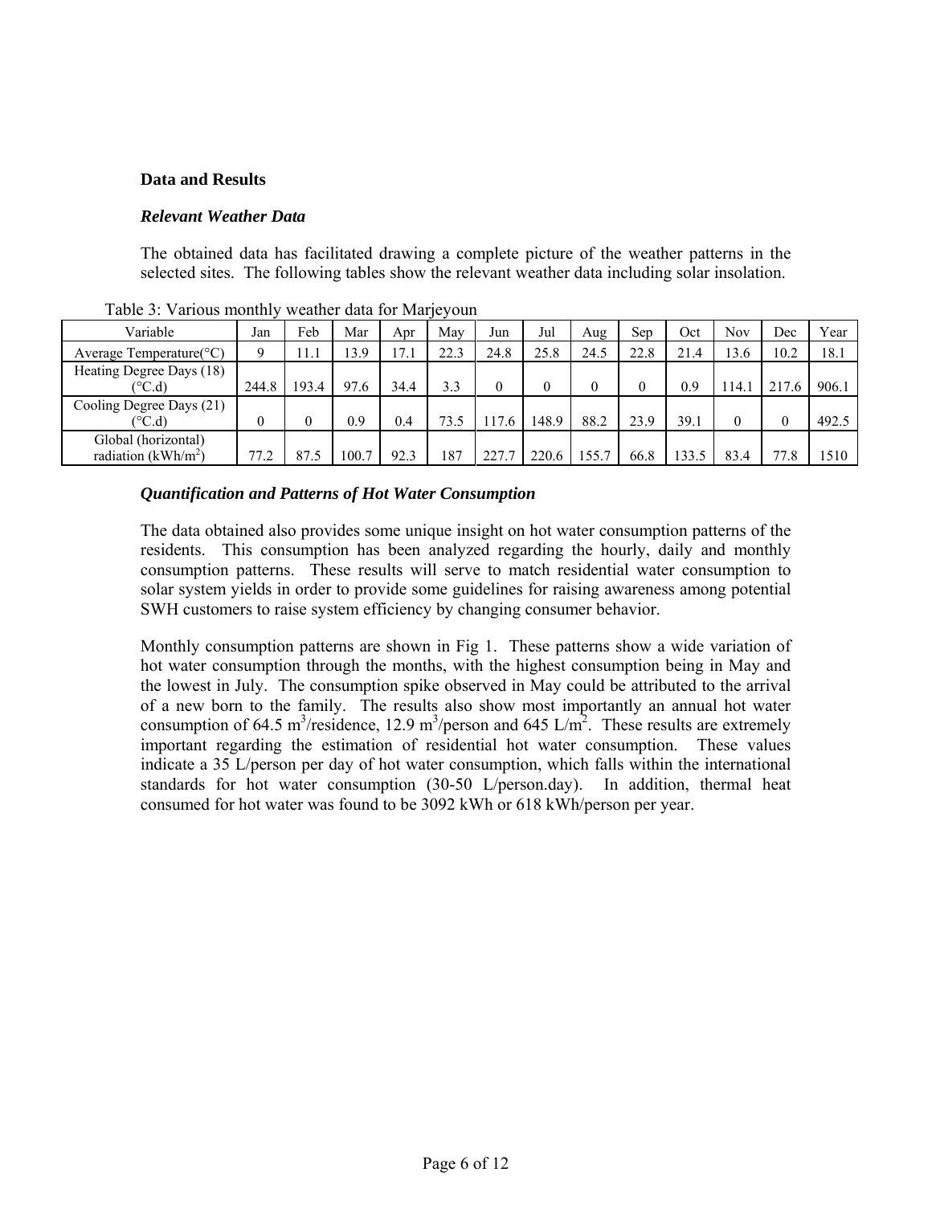## Data and Results

### *Relevant Weather Data*

The obtained data has facilitated drawing a complete picture of the weather patterns in the selected sites. The following tables show the relevant weather data including solar insolation.

Table 3: Various monthly weather data for Marjeyoun

| Variable | Jan | Feb | Mar | Apr | May | Jun | Jul | Aug | Sep | Oct | Nov | Dec | Year |
|---|---|---|---|---|---|---|---|---|---|---|---|---|---|
| Average Temperature(°C) | 9 | 11.1 | 13.9 | 17.1 | 22.3 | 24.8 | 25.8 | 24.5 | 22.8 | 21.4 | 13.6 | 10.2 | 18.1 |
| Heating Degree Days (18) (°C.d) | 244.8 | 193.4 | 97.6 | 34.4 | 3.3 | 0 | 0 | 0 | 0 | 0.9 | 114.1 | 217.6 | 906.1 |
| Cooling Degree Days (21) (°C.d) | 0 | 0 | 0.9 | 0.4 | 73.5 | 117.6 | 148.9 | 88.2 | 23.9 | 39.1 | 0 | 0 | 492.5 |
| Global (horizontal) radiation ($kWh/m^2$) | 77.2 | 87.5 | 100.7 | 92.3 | 187 | 227.7 | 220.6 | 155.7 | 66.8 | 133.5 | 83.4 | 77.8 | 1510 |

### *Quantification and Patterns of Hot Water Consumption*

The data obtained also provides some unique insight on hot water consumption patterns of the residents. This consumption has been analyzed regarding the hourly, daily and monthly consumption patterns. These results will serve to match residential water consumption to solar system yields in order to provide some guidelines for raising awareness among potential SWH customers to raise system efficiency by changing consumer behavior.

Monthly consumption patterns are shown in Fig 1. These patterns show a wide variation of hot water consumption through the months, with the highest consumption being in May and the lowest in July. The consumption spike observed in May could be attributed to the arrival of a new born to the family. The results also show most importantly an annual hot water consumption of 64.5 $m^3$/residence, 12.9 $m^3$/person and 645 $L/m^2$. These results are extremely important regarding the estimation of residential hot water consumption. These values indicate a 35 L/person per day of hot water consumption, which falls within the international standards for hot water consumption (30-50 L/person.day). In addition, thermal heat consumed for hot water was found to be 3092 kWh or 618 kWh/person per year.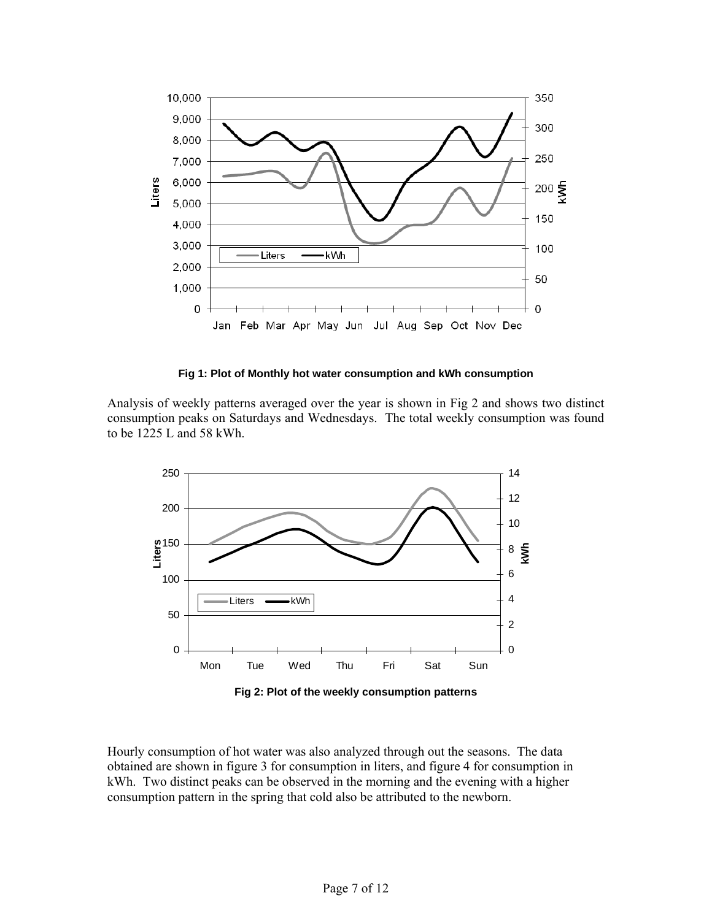**Fig 1: Plot of Monthly hot water consumption and kWh consumption**

Analysis of weekly patterns averaged over the year is shown in Fig 2 and shows two distinct consumption peaks on Saturdays and Wednesdays. The total weekly consumption was found to be 1225 L and 58 kWh.

**Fig 2: Plot of the weekly consumption patterns**

Hourly consumption of hot water was also analyzed through out the seasons. The data obtained are shown in figure 3 for consumption in liters, and figure 4 for consumption in kWh. Two distinct peaks can be observed in the morning and the evening with a higher consumption pattern in the spring that cold also be attributed to the newborn.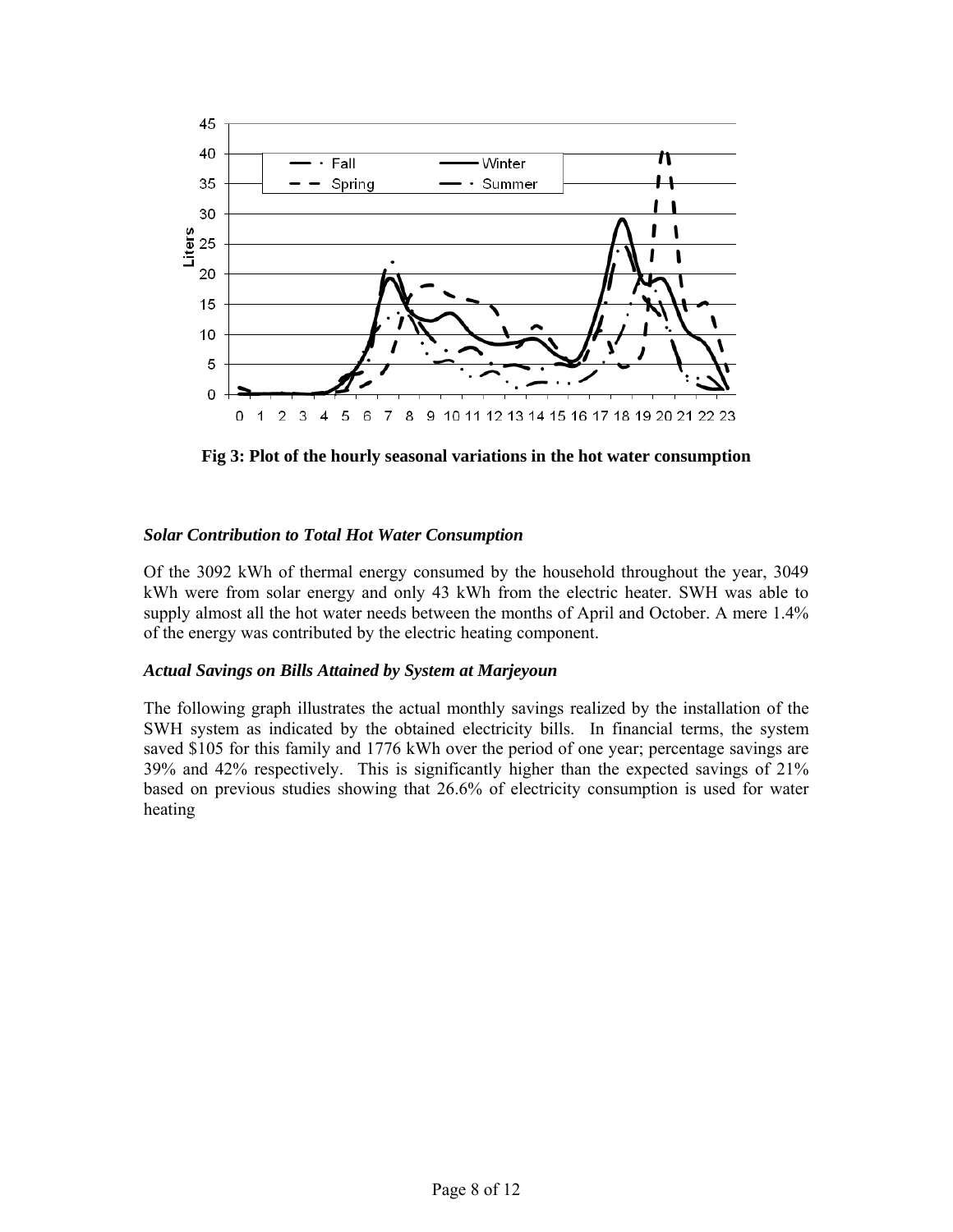**Fig 3: Plot of the hourly seasonal variations in the hot water consumption**

### *Solar Contribution to Total Hot Water Consumption*

Of the 3092 kWh of thermal energy consumed by the household throughout the year, 3049 kWh were from solar energy and only 43 kWh from the electric heater. SWH was able to supply almost all the hot water needs between the months of April and October. A mere 1.4% of the energy was contributed by the electric heating component.

### *Actual Savings on Bills Attained by System at Marjeyoun*

The following graph illustrates the actual monthly savings realized by the installation of the SWH system as indicated by the obtained electricity bills. In financial terms, the system saved $105 for this family and 1776 kWh over the period of one year; percentage savings are 39% and 42% respectively. This is significantly higher than the expected savings of 21% based on previous studies showing that 26.6% of electricity consumption is used for water heating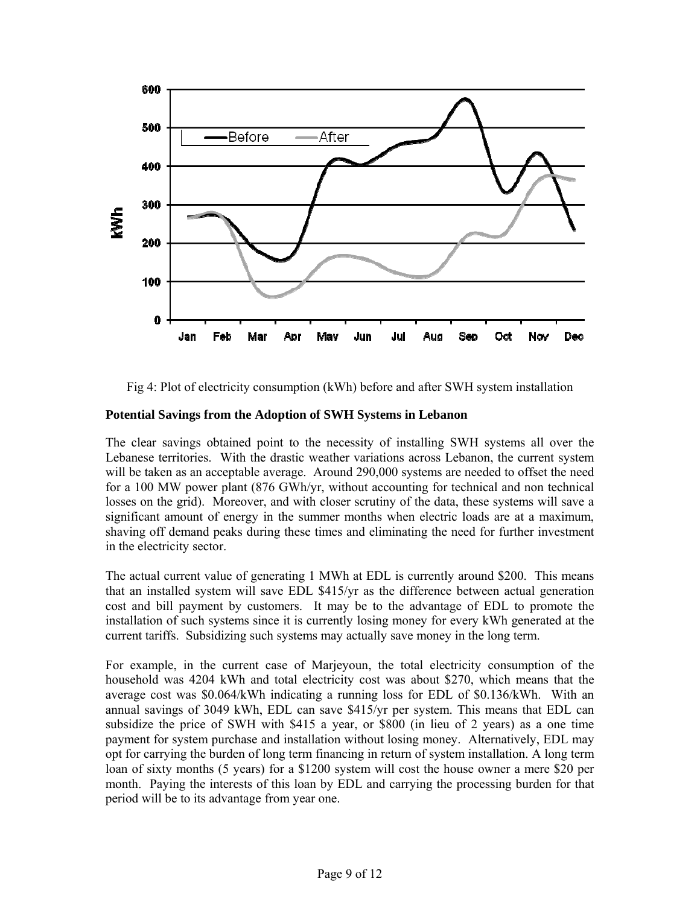Fig 4: Plot of electricity consumption (kWh) before and after SWH system installation

**Potential Savings from the Adoption of SWH Systems in Lebanon**

The clear savings obtained point to the necessity of installing SWH systems all over the Lebanese territories. With the drastic weather variations across Lebanon, the current system will be taken as an acceptable average. Around 290,000 systems are needed to offset the need for a 100 MW power plant (876 GWh/yr, without accounting for technical and non technical losses on the grid). Moreover, and with closer scrutiny of the data, these systems will save a significant amount of energy in the summer months when electric loads are at a maximum, shaving off demand peaks during these times and eliminating the need for further investment in the electricity sector.

The actual current value of generating 1 MWh at EDL is currently around \$200. This means that an installed system will save EDL \$415/yr as the difference between actual generation cost and bill payment by customers. It may be to the advantage of EDL to promote the installation of such systems since it is currently losing money for every kWh generated at the current tariffs. Subsidizing such systems may actually save money in the long term.

For example, in the current case of Marjeyoun, the total electricity consumption of the household was 4204 kWh and total electricity cost was about \$270, which means that the average cost was \$0.064/kWh indicating a running loss for EDL of \$0.136/kWh. With an annual savings of 3049 kWh, EDL can save \$415/yr per system. This means that EDL can subsidize the price of SWH with \$415 a year, or \$800 (in lieu of 2 years) as a one time payment for system purchase and installation without losing money. Alternatively, EDL may opt for carrying the burden of long term financing in return of system installation. A long term loan of sixty months (5 years) for a \$1200 system will cost the house owner a mere \$20 per month. Paying the interests of this loan by EDL and carrying the processing burden for that period will be to its advantage from year one.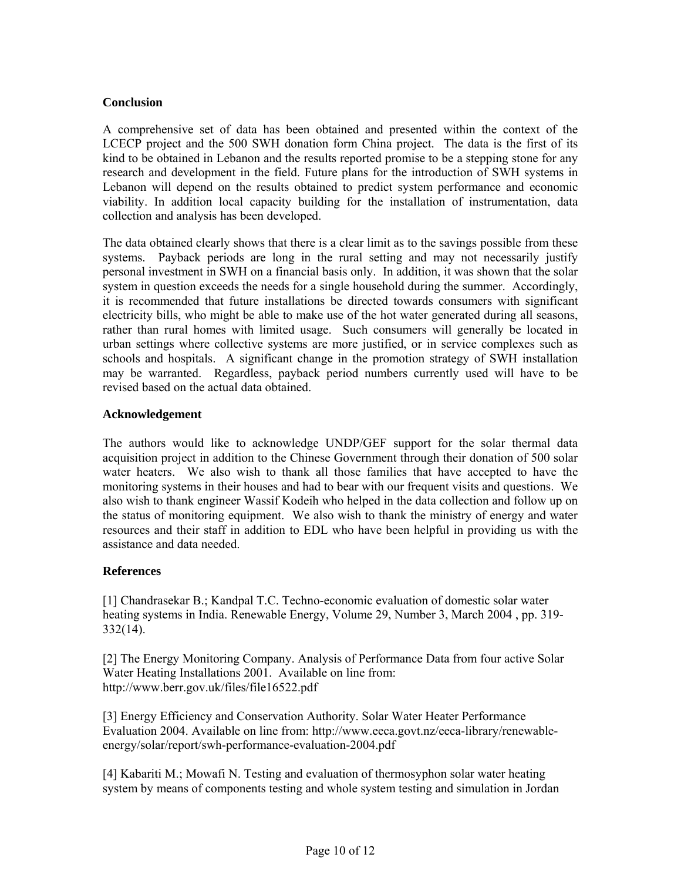## Conclusion

A comprehensive set of data has been obtained and presented within the context of the LCECP project and the 500 SWH donation form China project. The data is the first of its kind to be obtained in Lebanon and the results reported promise to be a stepping stone for any research and development in the field. Future plans for the introduction of SWH systems in Lebanon will depend on the results obtained to predict system performance and economic viability. In addition local capacity building for the installation of instrumentation, data collection and analysis has been developed.

The data obtained clearly shows that there is a clear limit as to the savings possible from these systems. Payback periods are long in the rural setting and may not necessarily justify personal investment in SWH on a financial basis only. In addition, it was shown that the solar system in question exceeds the needs for a single household during the summer. Accordingly, it is recommended that future installations be directed towards consumers with significant electricity bills, who might be able to make use of the hot water generated during all seasons, rather than rural homes with limited usage. Such consumers will generally be located in urban settings where collective systems are more justified, or in service complexes such as schools and hospitals. A significant change in the promotion strategy of SWH installation may be warranted. Regardless, payback period numbers currently used will have to be revised based on the actual data obtained.

## Acknowledgement

The authors would like to acknowledge UNDP/GEF support for the solar thermal data acquisition project in addition to the Chinese Government through their donation of 500 solar water heaters. We also wish to thank all those families that have accepted to have the monitoring systems in their houses and had to bear with our frequent visits and questions. We also wish to thank engineer Wassif Kodeih who helped in the data collection and follow up on the status of monitoring equipment. We also wish to thank the ministry of energy and water resources and their staff in addition to EDL who have been helpful in providing us with the assistance and data needed.

## References

[1] Chandrasekar B.; Kandpal T.C. Techno-economic evaluation of domestic solar water heating systems in India. Renewable Energy, Volume 29, Number 3, March 2004 , pp. 319-332(14).

[2] The Energy Monitoring Company. Analysis of Performance Data from four active Solar Water Heating Installations 2001. Available on line from: http://www.berr.gov.uk/files/file16522.pdf

[3] Energy Efficiency and Conservation Authority. Solar Water Heater Performance Evaluation 2004. Available on line from: http://www.eeca.govt.nz/eeca-library/renewable-energy/solar/report/swh-performance-evaluation-2004.pdf

[4] Kabariti M.; Mowafi N. Testing and evaluation of thermosyphon solar water heating system by means of components testing and whole system testing and simulation in Jordan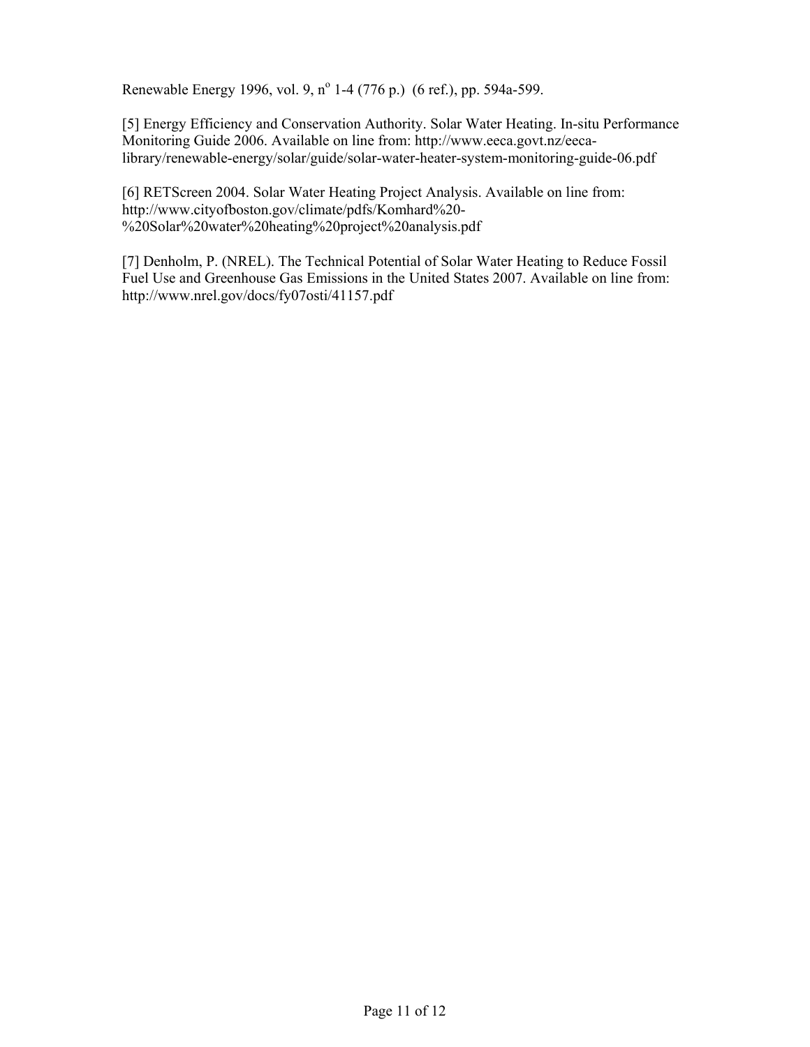Renewable Energy 1996, vol. 9, n° 1-4 (776 p.) (6 ref.), pp. 594a-599.

[5] Energy Efficiency and Conservation Authority. Solar Water Heating. In-situ Performance Monitoring Guide 2006. Available on line from: http://www.eeca.govt.nz/eeca-library/renewable-energy/solar/guide/solar-water-heater-system-monitoring-guide-06.pdf

[6] RETScreen 2004. Solar Water Heating Project Analysis. Available on line from: http://www.cityofboston.gov/climate/pdfs/Komhard%20-%20Solar%20water%20heating%20project%20analysis.pdf

[7] Denholm, P. (NREL). The Technical Potential of Solar Water Heating to Reduce Fossil Fuel Use and Greenhouse Gas Emissions in the United States 2007. Available on line from: http://www.nrel.gov/docs/fy07osti/41157.pdf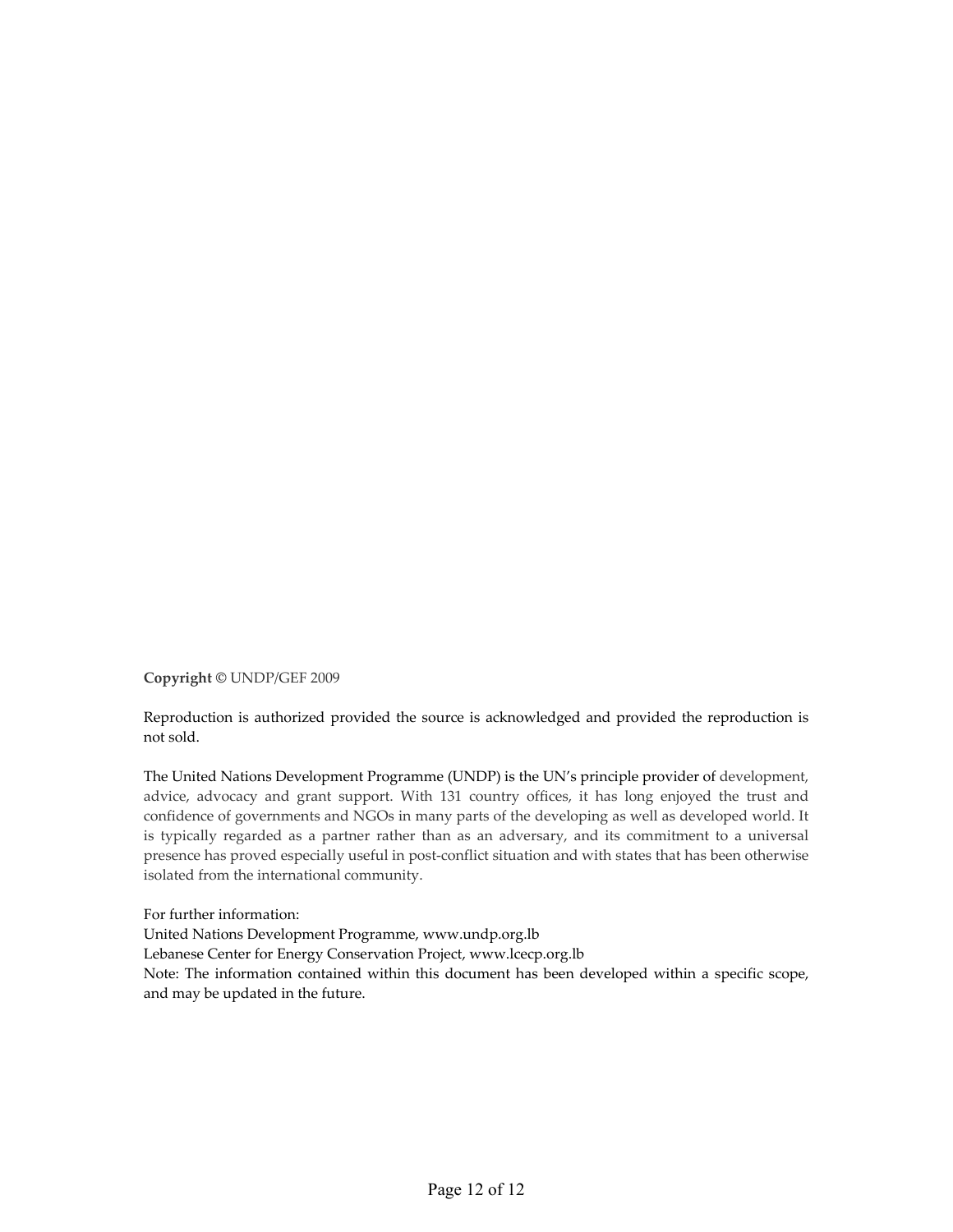**Copyright ©** UNDP/GEF 2009

Reproduction is authorized provided the source is acknowledged and provided the reproduction is not sold.

The United Nations Development Programme (UNDP) is the UN's principle provider of development, advice, advocacy and grant support. With 131 country offices, it has long enjoyed the trust and confidence of governments and NGOs in many parts of the developing as well as developed world. It is typically regarded as a partner rather than as an adversary, and its commitment to a universal presence has proved especially useful in post-conflict situation and with states that has been otherwise isolated from the international community.

For further information:
United Nations Development Programme, www.undp.org.lb
Lebanese Center for Energy Conservation Project, www.lcecp.org.lb
Note: The information contained within this document has been developed within a specific scope, and may be updated in the future.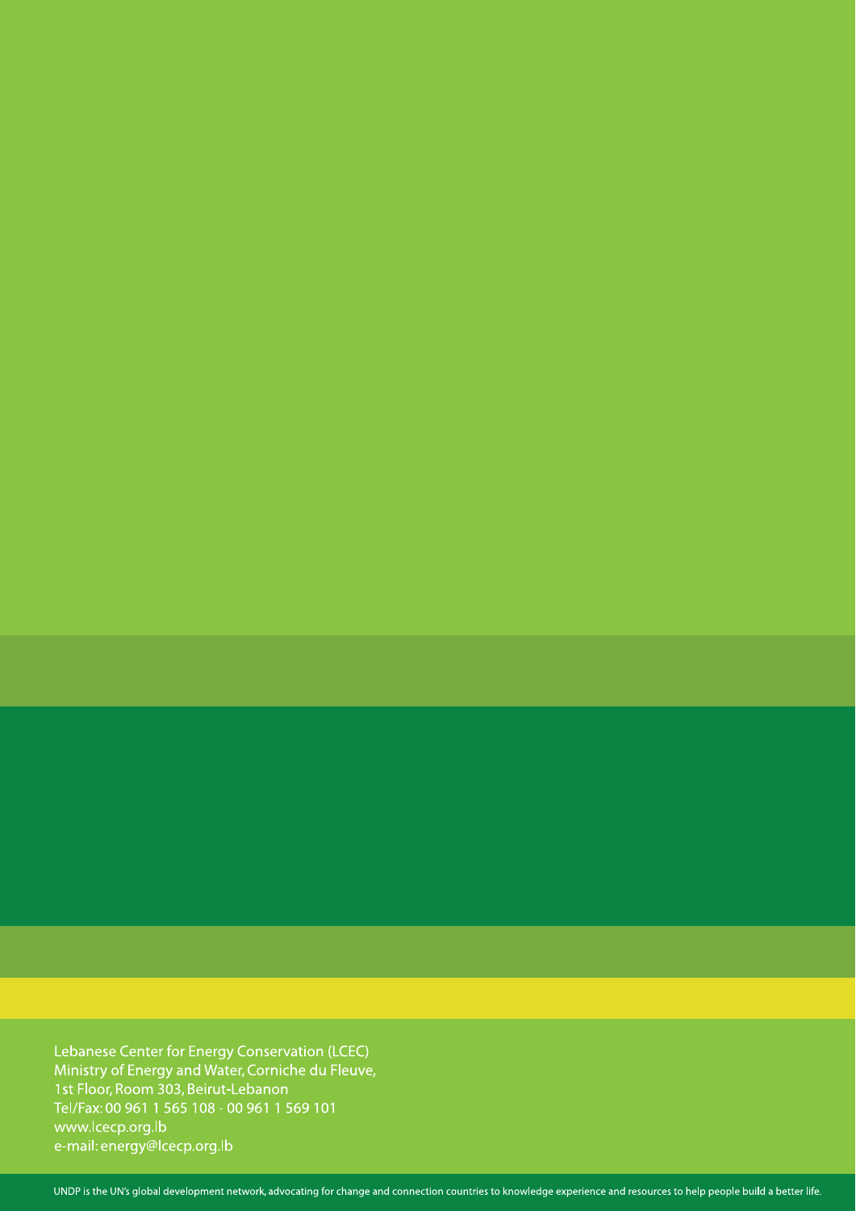Lebanese Center for Energy Conservation (LCEC)
Ministry of Energy and Water, Corniche du Fleuve,
1st Floor, Room 303, Beirut-Lebanon
Tel/Fax: 00 961 1 565 108 - 00 961 1 569 101
www.lcecp.org.lb
e-mail: energy@lcecp.org.lb

UNDP is the UN's global development network, advocating for change and connection countries to knowledge experience and resources to help people build a better life.